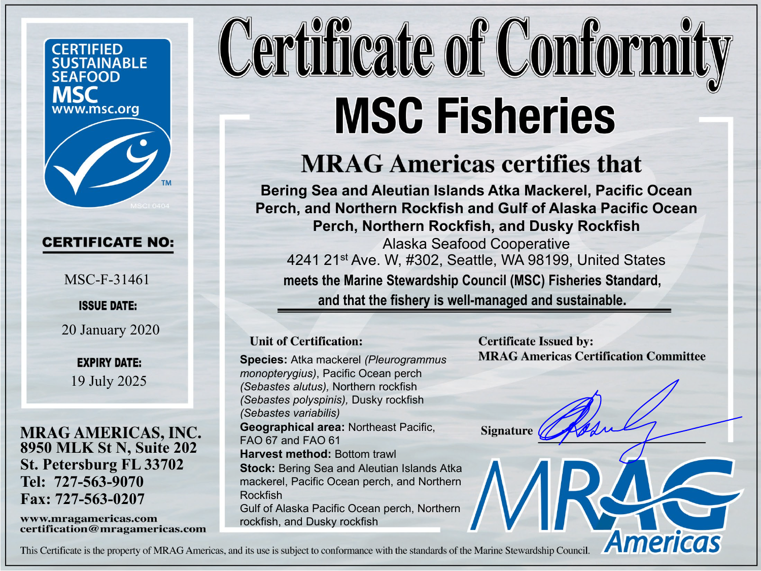# Certificate of Conformity

## MSC Fisheries

CERTIFIED SUSTAINABLE SEAFOOD
MSC
www.msc.org

MSCI 0404

**CERTIFICATE NO:**

MSC-F-31461

**ISSUE DATE:**

20 January 2020

**EXPIRY DATE:**

19 July 2025

**MRAG AMERICAS, INC.**
**8950 MLK St N, Suite 202**
**St. Petersburg FL 33702**
**Tel: 727-563-9070**
**Fax: 727-563-0207**

**www.mragamericas.com**
**certification@mragamericas.com**

### MRAG Americas certifies that

**Bering Sea and Aleutian Islands Atka Mackerel, Pacific Ocean Perch, and Northern Rockfish and Gulf of Alaska Pacific Ocean Perch, Northern Rockfish, and Dusky Rockfish**

Alaska Seafood Cooperative

4241 21st Ave. W, #302, Seattle, WA 98199, United States

**meets the Marine Stewardship Council (MSC) Fisheries Standard, and that the fishery is well-managed and sustainable.**

**Unit of Certification:**

**Species:** Atka mackerel *(Pleurogrammus monopterygius)*, Pacific Ocean perch *(Sebastes alutus)*, Northern rockfish *(Sebastes polyspinis)*, Dusky rockfish *(Sebastes variabilis)*

**Geographical area:** Northeast Pacific, FAO 67 and FAO 61

**Harvest method:** Bottom trawl

**Stock:** Bering Sea and Aleutian Islands Atka mackerel, Pacific Ocean perch, and Northern Rockfish
Gulf of Alaska Pacific Ocean perch, Northern rockfish, and Dusky rockfish

**Certificate Issued by:**
**MRAG Americas Certification Committee**

**Signature**

MRAG Americas

This Certificate is the property of MRAG Americas, and its use is subject to conformance with the standards of the Marine Stewardship Council.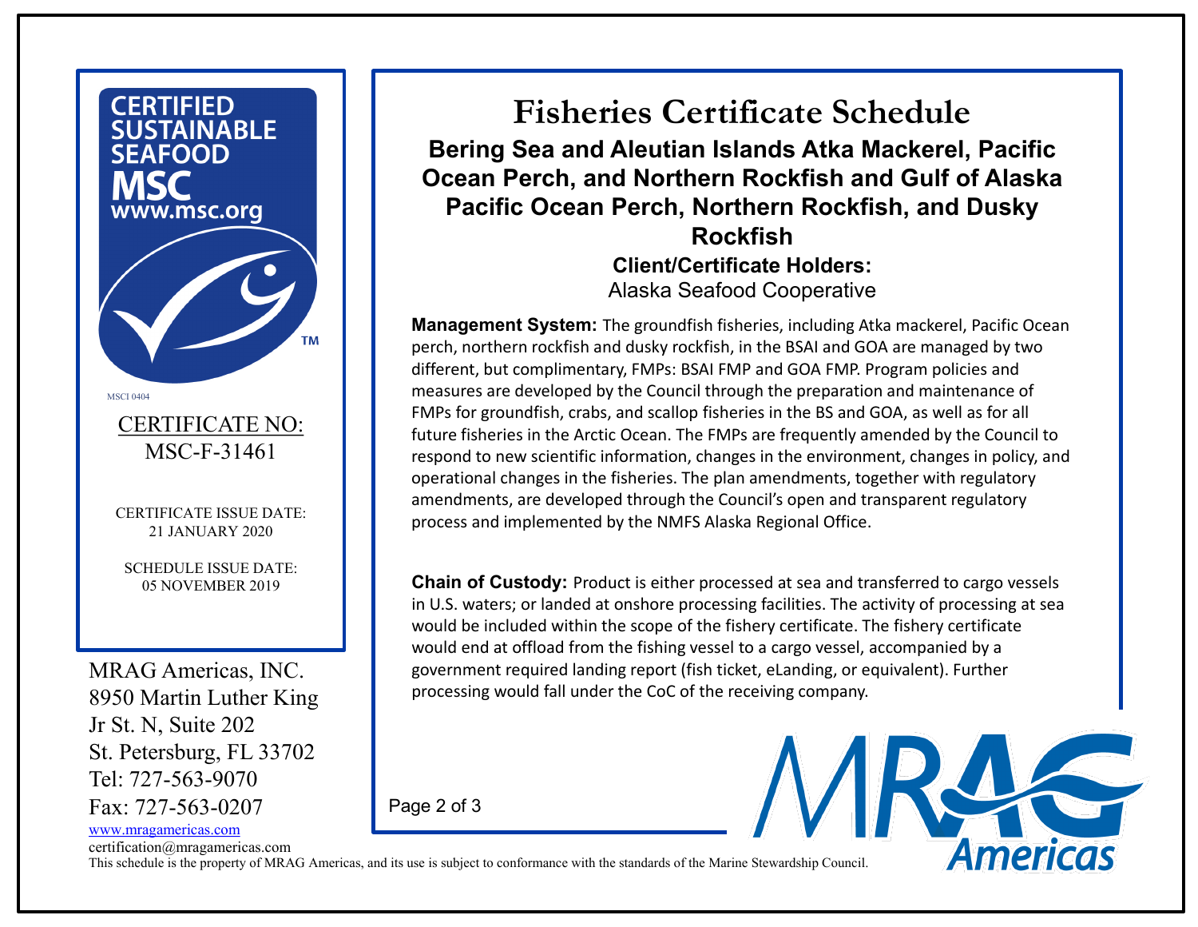CERTIFIED SUSTAINABLE SEAFOOD MSC www.msc.org

MSCI 0404

CERTIFICATE NO: MSC-F-31461

CERTIFICATE ISSUE DATE: 21 JANUARY 2020

SCHEDULE ISSUE DATE: 05 NOVEMBER 2019

# Fisheries Certificate Schedule

## Bering Sea and Aleutian Islands Atka Mackerel, Pacific Ocean Perch, and Northern Rockfish and Gulf of Alaska Pacific Ocean Perch, Northern Rockfish, and Dusky Rockfish

**Client/Certificate Holders:**

Alaska Seafood Cooperative

**Management System:** The groundfish fisheries, including Atka mackerel, Pacific Ocean perch, northern rockfish and dusky rockfish, in the BSAI and GOA are managed by two different, but complimentary, FMPs: BSAI FMP and GOA FMP. Program policies and measures are developed by the Council through the preparation and maintenance of FMPs for groundfish, crabs, and scallop fisheries in the BS and GOA, as well as for all future fisheries in the Arctic Ocean. The FMPs are frequently amended by the Council to respond to new scientific information, changes in the environment, changes in policy, and operational changes in the fisheries. The plan amendments, together with regulatory amendments, are developed through the Council's open and transparent regulatory process and implemented by the NMFS Alaska Regional Office.

**Chain of Custody:** Product is either processed at sea and transferred to cargo vessels in U.S. waters; or landed at onshore processing facilities. The activity of processing at sea would be included within the scope of the fishery certificate. The fishery certificate would end at offload from the fishing vessel to a cargo vessel, accompanied by a government required landing report (fish ticket, eLanding, or equivalent). Further processing would fall under the CoC of the receiving company.

MRAG Americas, INC.
8950 Martin Luther King Jr St. N, Suite 202
St. Petersburg, FL 33702
Tel: 727-563-9070
Fax: 727-563-0207
www.mragamericas.com
certification@mragamericas.com

This schedule is the property of MRAG Americas, and its use is subject to conformance with the standards of the Marine Stewardship Council.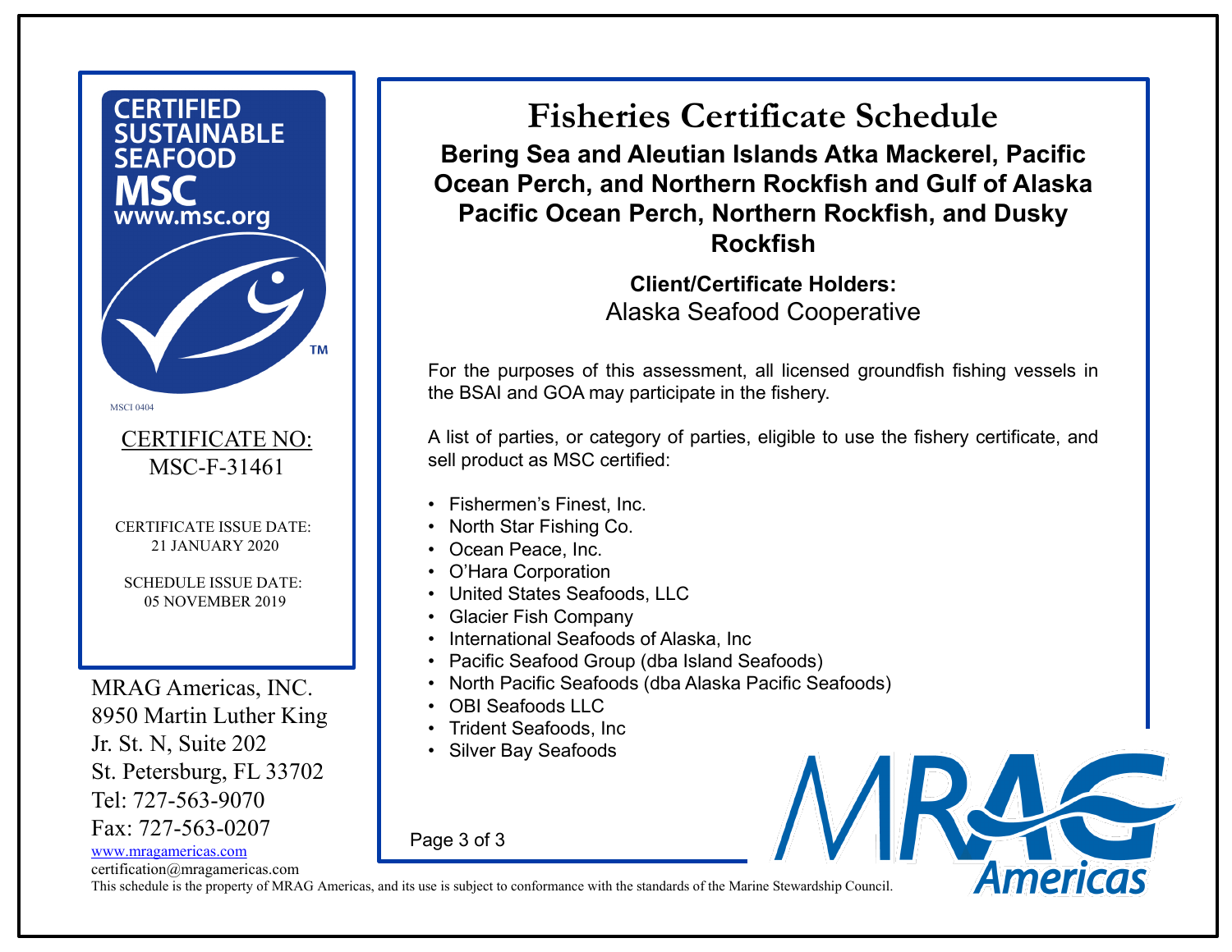CERTIFIED SUSTAINABLE SEAFOOD MSC www.msc.org

MSCI 0404

CERTIFICATE NO:
MSC-F-31461

CERTIFICATE ISSUE DATE:
21 JANUARY 2020

SCHEDULE ISSUE DATE:
05 NOVEMBER 2019

# Fisheries Certificate Schedule

## Bering Sea and Aleutian Islands Atka Mackerel, Pacific Ocean Perch, and Northern Rockfish and Gulf of Alaska Pacific Ocean Perch, Northern Rockfish, and Dusky Rockfish

**Client/Certificate Holders:**
Alaska Seafood Cooperative

For the purposes of this assessment, all licensed groundfish fishing vessels in the BSAI and GOA may participate in the fishery.

A list of parties, or category of parties, eligible to use the fishery certificate, and sell product as MSC certified:

- Fishermen's Finest, Inc.
- North Star Fishing Co.
- Ocean Peace, Inc.
- O'Hara Corporation
- United States Seafoods, LLC
- Glacier Fish Company
- International Seafoods of Alaska, Inc
- Pacific Seafood Group (dba Island Seafoods)
- North Pacific Seafoods (dba Alaska Pacific Seafoods)
- OBI Seafoods LLC
- Trident Seafoods, Inc
- Silver Bay Seafoods

MRAG Americas, INC.
8950 Martin Luther King Jr. St. N, Suite 202
St. Petersburg, FL 33702
Tel: 727-563-9070
Fax: 727-563-0207
www.mragamericas.com
certification@mragamericas.com

This schedule is the property of MRAG Americas, and its use is subject to conformance with the standards of the Marine Stewardship Council.

MRAG Americas